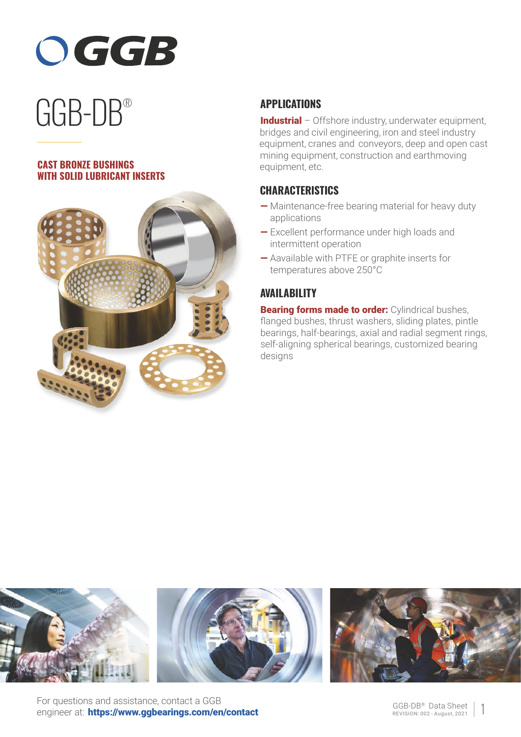# GGB-DB®

**CAST BRONZE BUSHINGS WITH SOLID LUBRICANT INSERTS**

## APPLICATIONS

**Industrial** – Offshore industry, underwater equipment, bridges and civil engineering, iron and steel industry equipment, cranes and conveyors, deep and open cast mining equipment, construction and earthmoving equipment, etc.

## CHARACTERISTICS

- Maintenance-free bearing material for heavy duty applications
- Excellent performance under high loads and intermittent operation
- Aavailable with PTFE or graphite inserts for temperatures above 250°C

## AVAILABILITY

**Bearing forms made to order:** Cylindrical bushes, flanged bushes, thrust washers, sliding plates, pintle bearings, half-bearings, axial and radial segment rings, self-aligning spherical bearings, customized bearing designs

For questions and assistance, contact a GGB engineer at: **https://www.ggbearings.com/en/contact**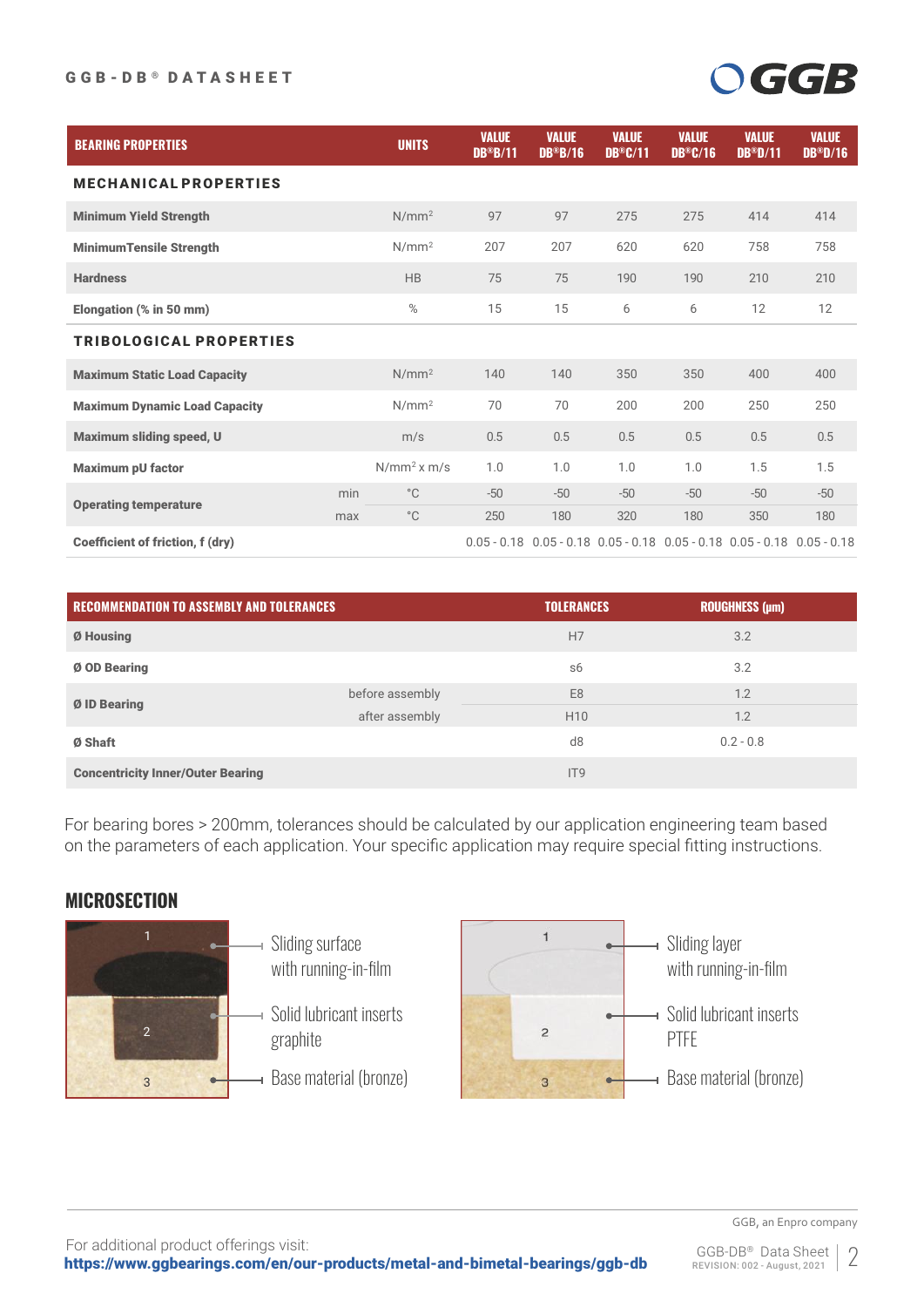| BEARING PROPERTIES | | UNITS | VALUE DB®B/11 | VALUE DB®B/16 | VALUE DB®C/11 | VALUE DB®C/16 | VALUE DB®D/11 | VALUE DB®D/16 |
|---|---|---|---|---|---|---|---|---|
| **MECHANICAL PROPERTIES** | | | | | | | | |
| **Minimum Yield Strength** | | $N/mm^2$ | 97 | 97 | 275 | 275 | 414 | 414 |
| **MinimumTensile Strength** | | $N/mm^2$ | 207 | 207 | 620 | 620 | 758 | 758 |
| **Hardness** | | HB | 75 | 75 | 190 | 190 | 210 | 210 |
| **Elongation (% in 50 mm)** | | % | 15 | 15 | 6 | 6 | 12 | 12 |
| **TRIBOLOGICAL PROPERTIES** | | | | | | | | |
| **Maximum Static Load Capacity** | | $N/mm^2$ | 140 | 140 | 350 | 350 | 400 | 400 |
| **Maximum Dynamic Load Capacity** | | $N/mm^2$ | 70 | 70 | 200 | 200 | 250 | 250 |
| **Maximum sliding speed, U** | | m/s | 0.5 | 0.5 | 0.5 | 0.5 | 0.5 | 0.5 |
| **Maximum pU factor** | | $N/mm^2$ x m/s | 1.0 | 1.0 | 1.0 | 1.0 | 1.5 | 1.5 |
| **Operating temperature** | min | °C | -50 | -50 | -50 | -50 | -50 | -50 |
| | max | °C | 250 | 180 | 320 | 180 | 350 | 180 |
| **Coefficient of friction, f (dry)** | | | 0.05 - 0.18 | 0.05 - 0.18 | 0.05 - 0.18 | 0.05 - 0.18 | 0.05 - 0.18 | 0.05 - 0.18 |

| RECOMMENDATION TO ASSEMBLY AND TOLERANCES | | TOLERANCES | ROUGHNESS (µm) |
|---|---|---|---|
| **Ø Housing** | | H7 | 3.2 |
| **Ø OD Bearing** | | s6 | 3.2 |
| **Ø ID Bearing** | before assembly | E8 | 1.2 |
| | after assembly | H10 | 1.2 |
| **Ø Shaft** | | d8 | 0.2 - 0.8 |
| **Concentricity Inner/Outer Bearing** | | IT9 | |

For bearing bores > 200mm, tolerances should be calculated by our application engineering team based on the parameters of each application. Your specific application may require special fitting instructions.

## MICROSECTION

1 Sliding surface with running-in-film
2 Solid lubricant inserts graphite
3 Base material (bronze)

1 Sliding layer with running-in-film
2 Solid lubricant inserts PTFE
3 Base material (bronze)

GGB, an Enpro company

For additional product offerings visit:
**https://www.ggbearings.com/en/our-products/metal-and-bimetal-bearings/ggb-db**

GGB-DB® Data Sheet
REVISION: 002 - August, 2021